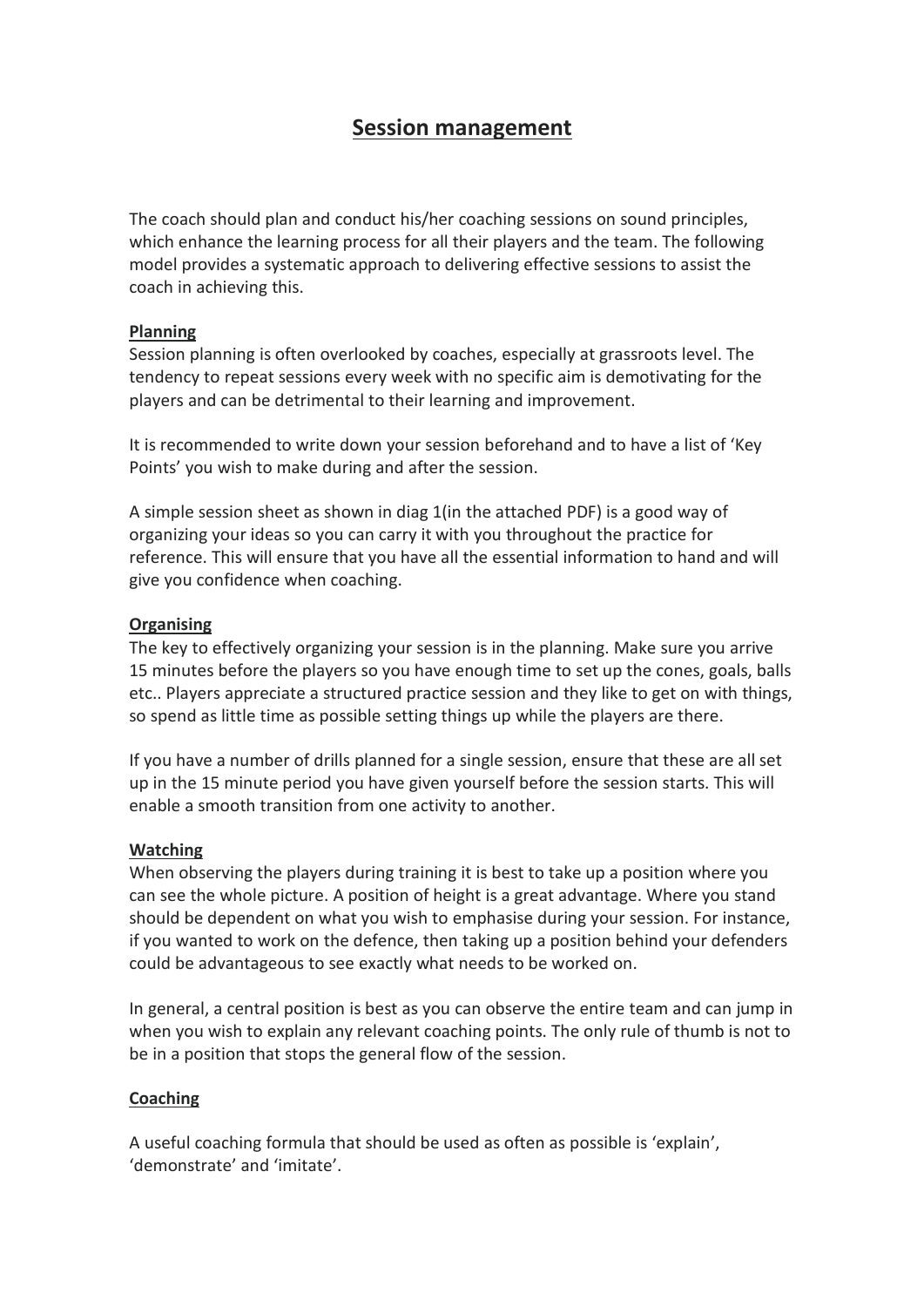# Session management

The coach should plan and conduct his/her coaching sessions on sound principles, which enhance the learning process for all their players and the team. The following model provides a systematic approach to delivering effective sessions to assist the coach in achieving this.

## Planning

Session planning is often overlooked by coaches, especially at grassroots level. The tendency to repeat sessions every week with no specific aim is demotivating for the players and can be detrimental to their learning and improvement.

It is recommended to write down your session beforehand and to have a list of 'Key Points' you wish to make during and after the session.

A simple session sheet as shown in diag 1(in the attached PDF) is a good way of organizing your ideas so you can carry it with you throughout the practice for reference. This will ensure that you have all the essential information to hand and will give you confidence when coaching.

## Organising

The key to effectively organizing your session is in the planning. Make sure you arrive 15 minutes before the players so you have enough time to set up the cones, goals, balls etc.. Players appreciate a structured practice session and they like to get on with things, so spend as little time as possible setting things up while the players are there.

If you have a number of drills planned for a single session, ensure that these are all set up in the 15 minute period you have given yourself before the session starts. This will enable a smooth transition from one activity to another.

## Watching

When observing the players during training it is best to take up a position where you can see the whole picture. A position of height is a great advantage. Where you stand should be dependent on what you wish to emphasise during your session. For instance, if you wanted to work on the defence, then taking up a position behind your defenders could be advantageous to see exactly what needs to be worked on.

In general, a central position is best as you can observe the entire team and can jump in when you wish to explain any relevant coaching points. The only rule of thumb is not to be in a position that stops the general flow of the session.

## Coaching

A useful coaching formula that should be used as often as possible is 'explain', 'demonstrate' and 'imitate'.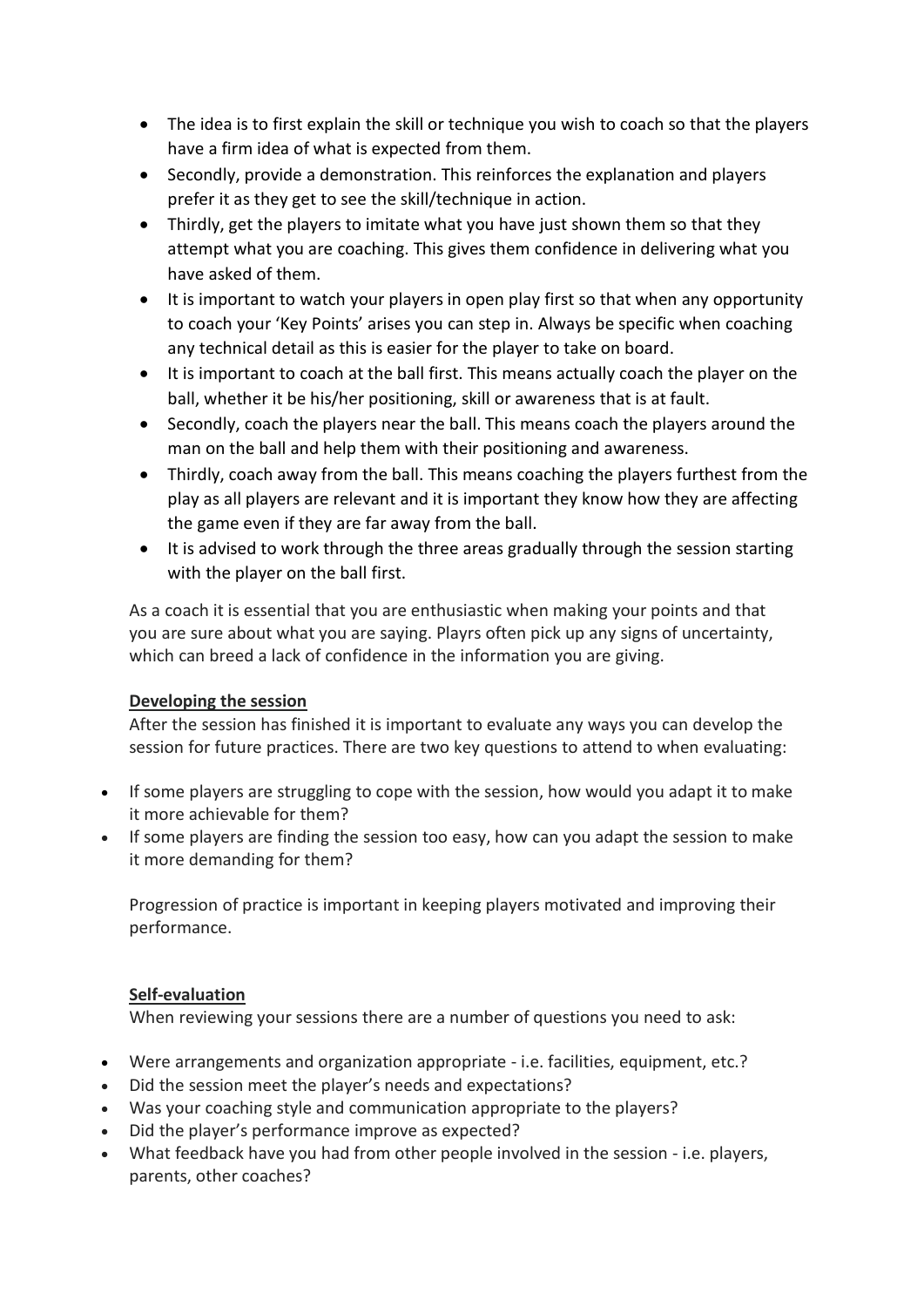- The idea is to first explain the skill or technique you wish to coach so that the players have a firm idea of what is expected from them.
- Secondly, provide a demonstration. This reinforces the explanation and players prefer it as they get to see the skill/technique in action.
- Thirdly, get the players to imitate what you have just shown them so that they attempt what you are coaching. This gives them confidence in delivering what you have asked of them.
- It is important to watch your players in open play first so that when any opportunity to coach your 'Key Points' arises you can step in. Always be specific when coaching any technical detail as this is easier for the player to take on board.
- It is important to coach at the ball first. This means actually coach the player on the ball, whether it be his/her positioning, skill or awareness that is at fault.
- Secondly, coach the players near the ball. This means coach the players around the man on the ball and help them with their positioning and awareness.
- Thirdly, coach away from the ball. This means coaching the players furthest from the play as all players are relevant and it is important they know how they are affecting the game even if they are far away from the ball.
- It is advised to work through the three areas gradually through the session starting with the player on the ball first.

As a coach it is essential that you are enthusiastic when making your points and that you are sure about what you are saying. Playrs often pick up any signs of uncertainty, which can breed a lack of confidence in the information you are giving.

**Developing the session**

After the session has finished it is important to evaluate any ways you can develop the session for future practices. There are two key questions to attend to when evaluating:

- If some players are struggling to cope with the session, how would you adapt it to make it more achievable for them?
- If some players are finding the session too easy, how can you adapt the session to make it more demanding for them?

Progression of practice is important in keeping players motivated and improving their performance.

**Self-evaluation**

When reviewing your sessions there are a number of questions you need to ask:

- Were arrangements and organization appropriate - i.e. facilities, equipment, etc.?
- Did the session meet the player's needs and expectations?
- Was your coaching style and communication appropriate to the players?
- Did the player's performance improve as expected?
- What feedback have you had from other people involved in the session - i.e. players, parents, other coaches?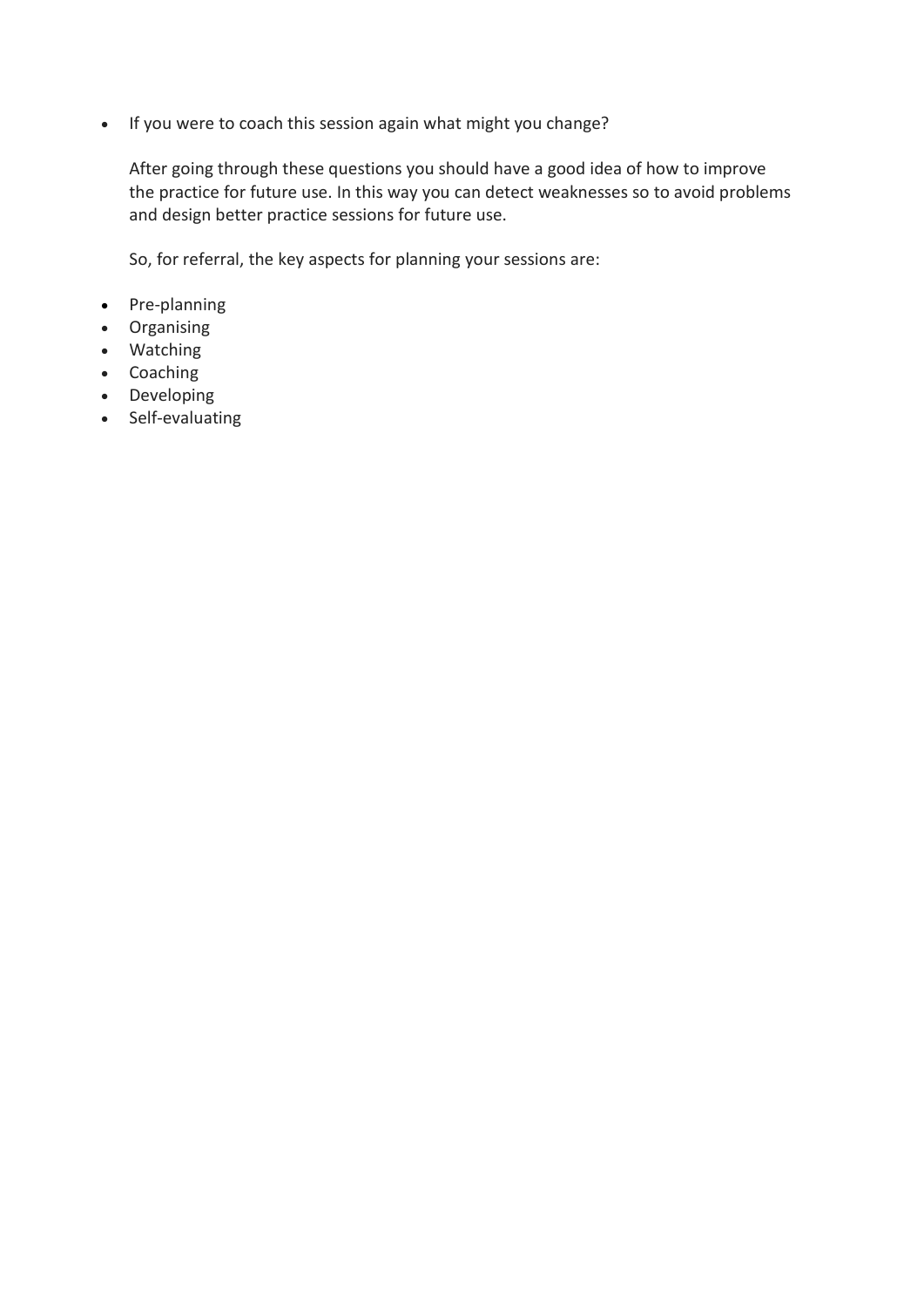- If you were to coach this session again what might you change?

  After going through these questions you should have a good idea of how to improve the practice for future use. In this way you can detect weaknesses so to avoid problems and design better practice sessions for future use.

  So, for referral, the key aspects for planning your sessions are:

- Pre-planning
- Organising
- Watching
- Coaching
- Developing
- Self-evaluating